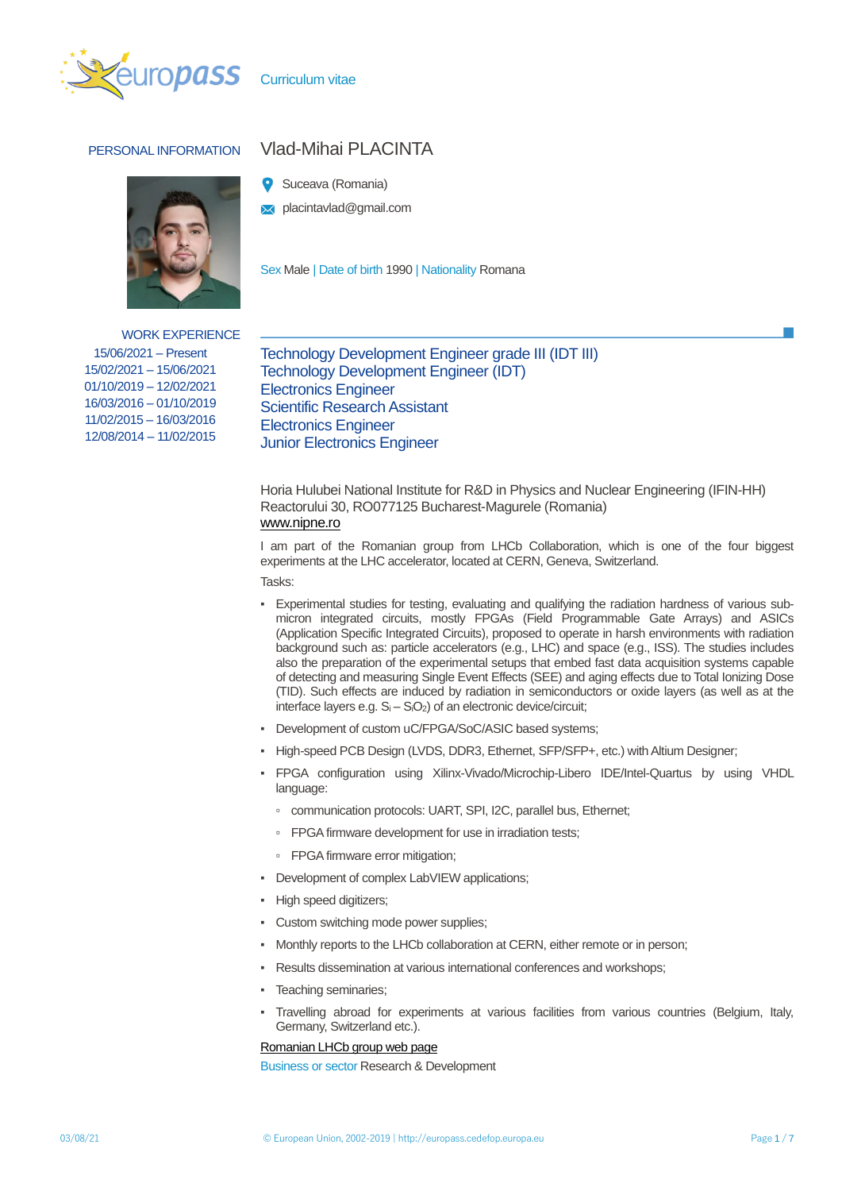Curriculum vitae

## PERSONAL INFORMATION

# Vlad-Mihai PLACINTA

Suceava (Romania)

placintavlad@gmail.com

Sex Male | Date of birth 1990 | Nationality Romana

## WORK EXPERIENCE

| | |
|---|---|
| 15/06/2021 – Present | Technology Development Engineer grade III (IDT III) |
| 15/02/2021 – 15/06/2021 | Technology Development Engineer (IDT) |
| 01/10/2019 – 12/02/2021 | Electronics Engineer |
| 16/03/2016 – 01/10/2019 | Scientific Research Assistant |
| 11/02/2015 – 16/03/2016 | Electronics Engineer |
| 12/08/2014 – 11/02/2015 | Junior Electronics Engineer |

Horia Hulubei National Institute for R&D in Physics and Nuclear Engineering (IFIN-HH)
Reactorului 30, RO077125 Bucharest-Magurele (Romania)
www.nipne.ro

I am part of the Romanian group from LHCb Collaboration, which is one of the four biggest experiments at the LHC accelerator, located at CERN, Geneva, Switzerland.

Tasks:

- Experimental studies for testing, evaluating and qualifying the radiation hardness of various sub-micron integrated circuits, mostly FPGAs (Field Programmable Gate Arrays) and ASICs (Application Specific Integrated Circuits), proposed to operate in harsh environments with radiation background such as: particle accelerators (e.g., LHC) and space (e.g., ISS). The studies includes also the preparation of the experimental setups that embed fast data acquisition systems capable of detecting and measuring Single Event Effects (SEE) and aging effects due to Total Ionizing Dose (TID). Such effects are induced by radiation in semiconductors or oxide layers (as well as at the interface layers e.g. $S_i – S_iO_2$) of an electronic device/circuit;
- Development of custom uC/FPGA/SoC/ASIC based systems;
- High-speed PCB Design (LVDS, DDR3, Ethernet, SFP/SFP+, etc.) with Altium Designer;
- FPGA configuration using Xilinx-Vivado/Microchip-Libero IDE/Intel-Quartus by using VHDL language:
  - communication protocols: UART, SPI, I2C, parallel bus, Ethernet;
  - FPGA firmware development for use in irradiation tests;
  - FPGA firmware error mitigation;
- Development of complex LabVIEW applications;
- High speed digitizers;
- Custom switching mode power supplies;
- Monthly reports to the LHCb collaboration at CERN, either remote or in person;
- Results dissemination at various international conferences and workshops;
- Teaching seminaries;
- Travelling abroad for experiments at various facilities from various countries (Belgium, Italy, Germany, Switzerland etc.).

Romanian LHCb group web page

Business or sector Research & Development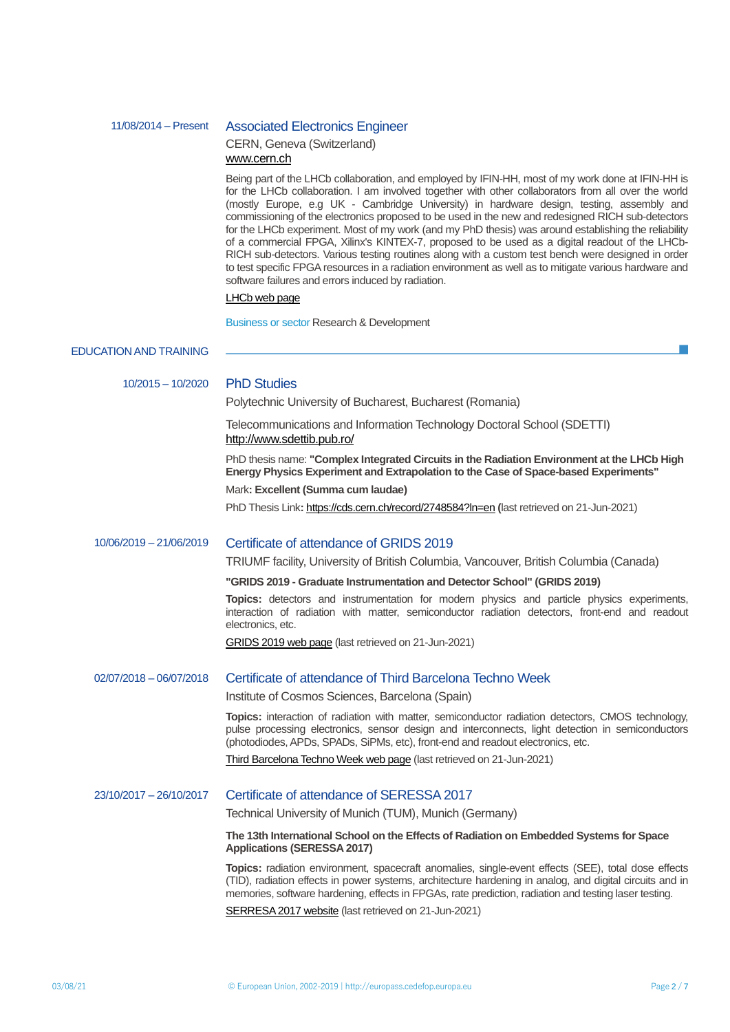11/08/2014 – Present

### Associated Electronics Engineer

CERN, Geneva (Switzerland)

www.cern.ch

Being part of the LHCb collaboration, and employed by IFIN-HH, most of my work done at IFIN-HH is for the LHCb collaboration. I am involved together with other collaborators from all over the world (mostly Europe, e.g UK - Cambridge University) in hardware design, testing, assembly and commissioning of the electronics proposed to be used in the new and redesigned RICH sub-detectors for the LHCb experiment. Most of my work (and my PhD thesis) was around establishing the reliability of a commercial FPGA, Xilinx's KINTEX-7, proposed to be used as a digital readout of the LHCb-RICH sub-detectors. Various testing routines along with a custom test bench were designed in order to test specific FPGA resources in a radiation environment as well as to mitigate various hardware and software failures and errors induced by radiation.

LHCb web page

Business or sector Research & Development

## EDUCATION AND TRAINING

10/2015 – 10/2020

### PhD Studies

Polytechnic University of Bucharest, Bucharest (Romania)

Telecommunications and Information Technology Doctoral School (SDETTI)
http://www.sdettib.pub.ro/

PhD thesis name: **"Complex Integrated Circuits in the Radiation Environment at the LHCb High Energy Physics Experiment and Extrapolation to the Case of Space-based Experiments"**

Mark**: Excellent (Summa cum laudae)**

PhD Thesis Link**:** https://cds.cern.ch/record/2748584?ln=en **(**last retrieved on 21-Jun-2021)

10/06/2019 – 21/06/2019

### Certificate of attendance of GRIDS 2019

TRIUMF facility, University of British Columbia, Vancouver, British Columbia (Canada)

**"GRIDS 2019 - Graduate Instrumentation and Detector School" (GRIDS 2019)**

**Topics:** detectors and instrumentation for modern physics and particle physics experiments, interaction of radiation with matter, semiconductor radiation detectors, front-end and readout electronics, etc.

GRIDS 2019 web page (last retrieved on 21-Jun-2021)

02/07/2018 – 06/07/2018

### Certificate of attendance of Third Barcelona Techno Week

Institute of Cosmos Sciences, Barcelona (Spain)

**Topics:** interaction of radiation with matter, semiconductor radiation detectors, CMOS technology, pulse processing electronics, sensor design and interconnects, light detection in semiconductors (photodiodes, APDs, SPADs, SiPMs, etc), front-end and readout electronics, etc.

Third Barcelona Techno Week web page (last retrieved on 21-Jun-2021)

23/10/2017 – 26/10/2017

### Certificate of attendance of SERESSA 2017

Technical University of Munich (TUM), Munich (Germany)

**The 13th International School on the Effects of Radiation on Embedded Systems for Space Applications (SERESSA 2017)**

**Topics:** radiation environment, spacecraft anomalies, single-event effects (SEE), total dose effects (TID), radiation effects in power systems, architecture hardening in analog, and digital circuits and in memories, software hardening, effects in FPGAs, rate prediction, radiation and testing laser testing.

SERRESA 2017 website (last retrieved on 21-Jun-2021)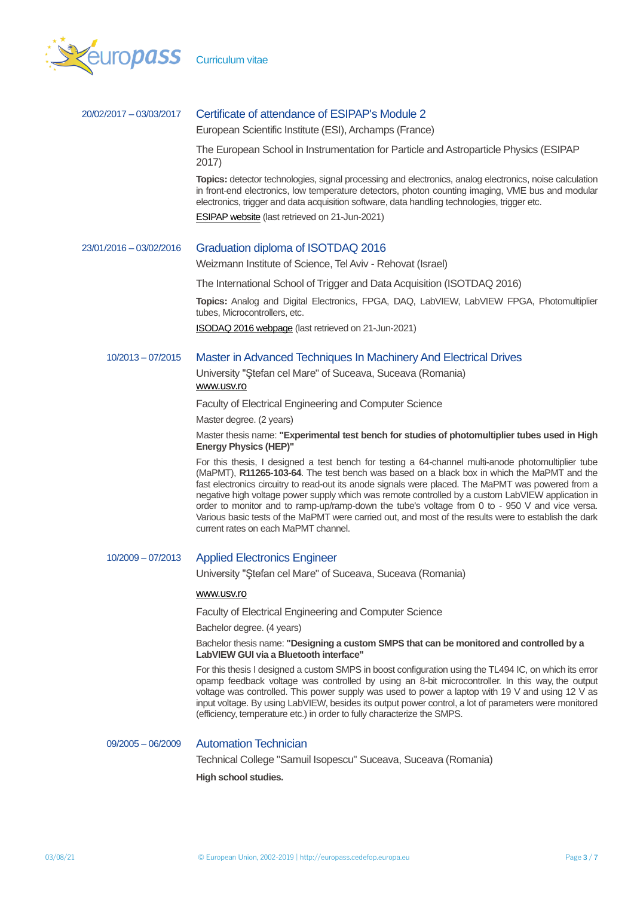**20/02/2017 – 03/03/2017**

### Certificate of attendance of ESIPAP's Module 2

European Scientific Institute (ESI), Archamps (France)

The European School in Instrumentation for Particle and Astroparticle Physics (ESIPAP 2017)

**Topics:** detector technologies, signal processing and electronics, analog electronics, noise calculation in front-end electronics, low temperature detectors, photon counting imaging, VME bus and modular electronics, trigger and data acquisition software, data handling technologies, trigger etc.

ESIPAP website (last retrieved on 21-Jun-2021)

**23/01/2016 – 03/02/2016**

### Graduation diploma of ISOTDAQ 2016

Weizmann Institute of Science, Tel Aviv - Rehovat (Israel)

The International School of Trigger and Data Acquisition (ISOTDAQ 2016)

**Topics:** Analog and Digital Electronics, FPGA, DAQ, LabVIEW, LabVIEW FPGA, Photomultiplier tubes, Microcontrollers, etc.

ISODAQ 2016 webpage (last retrieved on 21-Jun-2021)

**10/2013 – 07/2015**

### Master in Advanced Techniques In Machinery And Electrical Drives

University "Ştefan cel Mare" of Suceava, Suceava (Romania)
www.usv.ro

Faculty of Electrical Engineering and Computer Science

Master degree. (2 years)

Master thesis name: **"Experimental test bench for studies of photomultiplier tubes used in High Energy Physics (HEP)"**

For this thesis, I designed a test bench for testing a 64-channel multi-anode photomultiplier tube (MaPMT), **R11265-103-64**. The test bench was based on a black box in which the MaPMT and the fast electronics circuitry to read-out its anode signals were placed. The MaPMT was powered from a negative high voltage power supply which was remote controlled by a custom LabVIEW application in order to monitor and to ramp-up/ramp-down the tube's voltage from 0 to - 950 V and vice versa. Various basic tests of the MaPMT were carried out, and most of the results were to establish the dark current rates on each MaPMT channel.

**10/2009 – 07/2013**

### Applied Electronics Engineer

University "Ştefan cel Mare" of Suceava, Suceava (Romania)

www.usv.ro

Faculty of Electrical Engineering and Computer Science

Bachelor degree. (4 years)

Bachelor thesis name: **"Designing a custom SMPS that can be monitored and controlled by a LabVIEW GUI via a Bluetooth interface"**

For this thesis I designed a custom SMPS in boost configuration using the TL494 IC, on which its error opamp feedback voltage was controlled by using an 8-bit microcontroller. In this way, the output voltage was controlled. This power supply was used to power a laptop with 19 V and using 12 V as input voltage. By using LabVIEW, besides its output power control, a lot of parameters were monitored (efficiency, temperature etc.) in order to fully characterize the SMPS.

**09/2005 – 06/2009**

### Automation Technician

Technical College "Samuil Isopescu" Suceava, Suceava (Romania)

**High school studies.**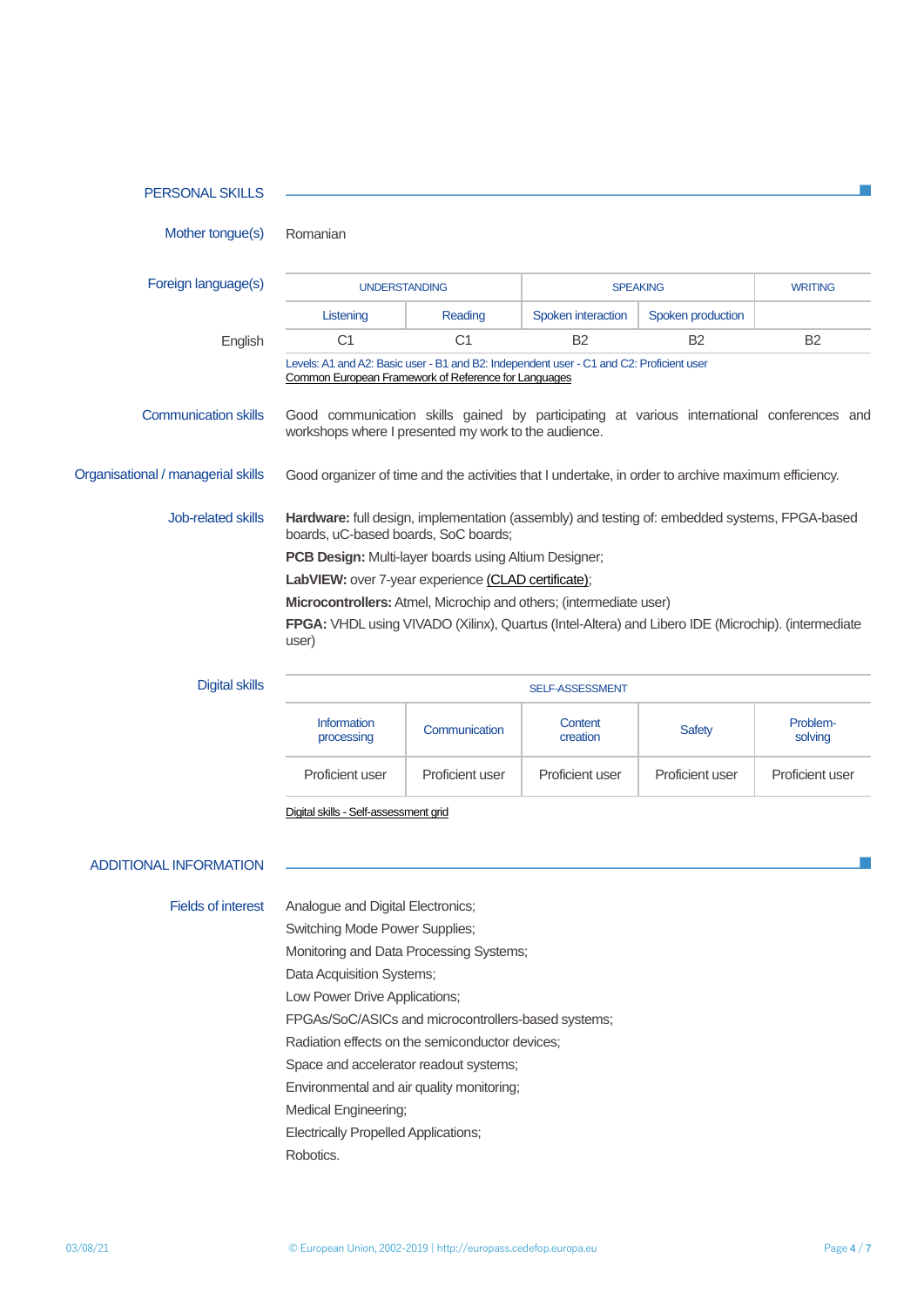## PERSONAL SKILLS

**Mother tongue(s)** Romanian

**Foreign language(s)**

| | UNDERSTANDING | | SPEAKING | | WRITING |
|---|---|---|---|---|---|
| | Listening | Reading | Spoken interaction | Spoken production | |
| English | C1 | C1 | B2 | B2 | B2 |

Levels: A1 and A2: Basic user - B1 and B2: Independent user - C1 and C2: Proficient user
Common European Framework of Reference for Languages

**Communication skills**

Good communication skills gained by participating at various international conferences and workshops where I presented my work to the audience.

**Organisational / managerial skills**

Good organizer of time and the activities that I undertake, in order to archive maximum efficiency.

**Job-related skills**

**Hardware:** full design, implementation (assembly) and testing of: embedded systems, FPGA-based boards, uC-based boards, SoC boards;

**PCB Design:** Multi-layer boards using Altium Designer;

**LabVIEW:** over 7-year experience (CLAD certificate);

**Microcontrollers:** Atmel, Microchip and others; (intermediate user)

**FPGA:** VHDL using VIVADO (Xilinx), Quartus (Intel-Altera) and Libero IDE (Microchip). (intermediate user)

**Digital skills**

| SELF-ASSESSMENT | | | | |
|---|---|---|---|---|
| Information processing | Communication | Content creation | Safety | Problem-solving |
| Proficient user | Proficient user | Proficient user | Proficient user | Proficient user |

Digital skills - Self-assessment grid

## ADDITIONAL INFORMATION

**Fields of interest**

Analogue and Digital Electronics;
Switching Mode Power Supplies;
Monitoring and Data Processing Systems;
Data Acquisition Systems;
Low Power Drive Applications;
FPGAs/SoC/ASICs and microcontrollers-based systems;
Radiation effects on the semiconductor devices;
Space and accelerator readout systems;
Environmental and air quality monitoring;
Medical Engineering;
Electrically Propelled Applications;
Robotics.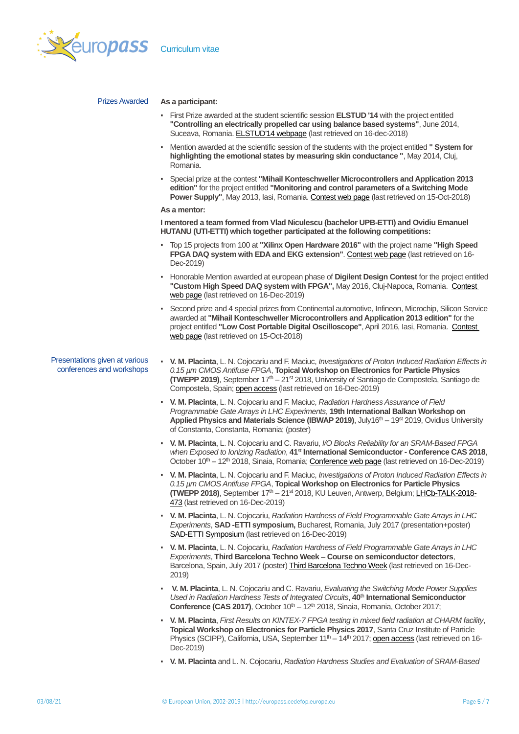## Prizes Awarded

**As a participant:**

- First Prize awarded at the student scientific session **ELSTUD '14** with the project entitled **"Controlling an electrically propelled car using balance based systems"**, June 2014, Suceava, Romania. ELSTUD'14 webpage (last retrieved on 16-dec-2018)
- Mention awarded at the scientific session of the students with the project entitled **" System for highlighting the emotional states by measuring skin conductance "**, May 2014, Cluj, Romania.
- Special prize at the contest **"Mihail Konteschweller Microcontrollers and Application 2013 edition"** for the project entitled **"Monitoring and control parameters of a Switching Mode Power Supply"**, May 2013, Iasi, Romania. Contest web page (last retrieved on 15-Oct-2018)

**As a mentor:**

**I mentored a team formed from Vlad Niculescu (bachelor UPB-ETTI) and Ovidiu Emanuel HUTANU (UTI-ETTI) which together participated at the following competitions:**

- Top 15 projects from 100 at **"Xilinx Open Hardware 2016"** with the project name **"High Speed FPGA DAQ system with EDA and EKG extension"**. Contest web page (last retrieved on 16-Dec-2019)
- Honorable Mention awarded at european phase of **Digilent Design Contest** for the project entitled **"Custom High Speed DAQ system with FPGA",** May 2016, Cluj-Napoca, Romania. Contest web page (last retrieved on 16-Dec-2019)
- Second prize and 4 special prizes from Continental automotive, Infineon, Microchip, Silicon Service awarded at **"Mihail Konteschweller Microcontrollers and Application 2013 edition"** for the project entitled **"Low Cost Portable Digital Oscilloscope"**, April 2016, Iasi, Romania. Contest web page (last retrieved on 15-Oct-2018)

## Presentations given at various conferences and workshops

- **V. M. Placinta**, L. N. Cojocariu and F. Maciuc, *Investigations of Proton Induced Radiation Effects in 0.15 µm CMOS Antifuse FPGA*, **Topical Workshop on Electronics for Particle Physics (TWEPP 2019)**, September 17th – 21st 2018, University of Santiago de Compostela, Santiago de Compostela, Spain; open access (last retrieved on 16-Dec-2019)
- **V. M. Placinta**, L. N. Cojocariu and F. Maciuc, *Radiation Hardness Assurance of Field Programmable Gate Arrays in LHC Experiments*, **19th International Balkan Workshop on Applied Physics and Materials Science (IBWAP 2019)**, July16th – 19st 2019, Ovidius University of Constanta, Constanta, Romania; (poster)
- **V. M. Placinta**, L. N. Cojocariu and C. Ravariu, *I/O Blocks Reliability for an SRAM-Based FPGA when Exposed to Ionizing Radiation*, **41st International Semiconductor - Conference CAS 2018**, October 10th – 12th 2018, Sinaia, Romania; Conference web page (last retrieved on 16-Dec-2019)
- **V. M. Placinta**, L. N. Cojocariu and F. Maciuc, *Investigations of Proton Induced Radiation Effects in 0.15 µm CMOS Antifuse FPGA*, **Topical Workshop on Electronics for Particle Physics (TWEPP 2018)**, September 17th – 21st 2018, KU Leuven, Antwerp, Belgium; LHCb-TALK-2018-473 (last retrieved on 16-Dec-2019)
- **V. M. Placinta**, L. N. Cojocariu, *Radiation Hardness of Field Programmable Gate Arrays in LHC Experiments*, **SAD -ETTI symposium,** Bucharest, Romania, July 2017 (presentation+poster) SAD-ETTI Symposium (last retrieved on 16-Dec-2019)
- **V. M. Placinta**, L. N. Cojocariu, *Radiation Hardness of Field Programmable Gate Arrays in LHC Experiments*, **Third Barcelona Techno Week – Course on semiconductor detectors**, Barcelona, Spain, July 2017 (poster) Third Barcelona Techno Week (last retrieved on 16-Dec-2019)
- **V. M. Placinta**, L. N. Cojocariu and C. Ravariu, *Evaluating the Switching Mode Power Supplies Used in Radiation Hardness Tests of Integrated Circuits*, **40th International Semiconductor Conference (CAS 2017)**, October 10th – 12th 2018, Sinaia, Romania, October 2017;
- **V. M. Placinta**, *First Results on KINTEX-7 FPGA testing in mixed field radiation at CHARM facility*, **Topical Workshop on Electronics for Particle Physics 2017**, Santa Cruz Institute of Particle Physics (SCIPP), California, USA, September 11th – 14th 2017; open access (last retrieved on 16-Dec-2019)
- **V. M. Placinta** and L. N. Cojocariu, *Radiation Hardness Studies and Evaluation of SRAM-Based*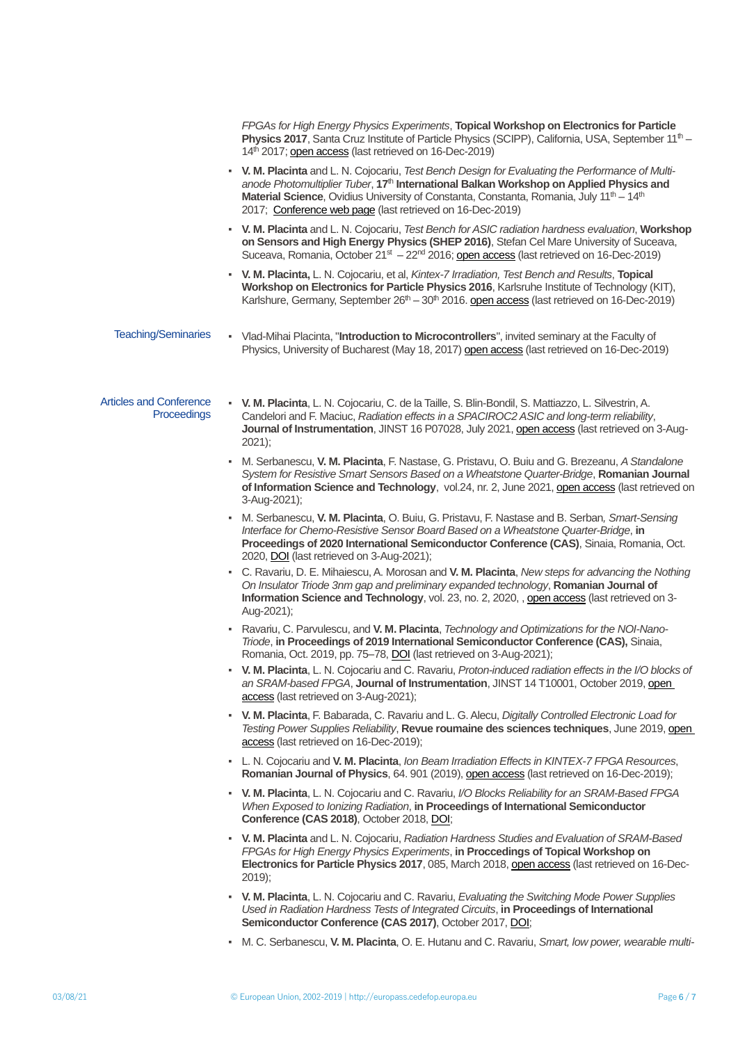*FPGAs for High Energy Physics Experiments*, **Topical Workshop on Electronics for Particle Physics 2017**, Santa Cruz Institute of Particle Physics (SCIPP), California, USA, September 11th – 14th 2017; open access (last retrieved on 16-Dec-2019)

- **V. M. Placinta** and L. N. Cojocariu, *Test Bench Design for Evaluating the Performance of Multi-anode Photomultiplier Tuber*, **17th International Balkan Workshop on Applied Physics and Material Science**, Ovidius University of Constanta, Constanta, Romania, July 11th – 14th 2017; Conference web page (last retrieved on 16-Dec-2019)
- **V. M. Placinta** and L. N. Cojocariu, *Test Bench for ASIC radiation hardness evaluation*, **Workshop on Sensors and High Energy Physics (SHEP 2016)**, Stefan Cel Mare University of Suceava, Suceava, Romania, October 21st – 22nd 2016; open access (last retrieved on 16-Dec-2019)
- **V. M. Placinta,** L. N. Cojocariu, et al, *Kintex-7 Irradiation, Test Bench and Results*, **Topical Workshop on Electronics for Particle Physics 2016**, Karlsruhe Institute of Technology (KIT), Karlshure, Germany, September 26th – 30th 2016. open access (last retrieved on 16-Dec-2019)

## Teaching/Seminaries

- Vlad-Mihai Placinta, "**Introduction to Microcontrollers**", invited seminary at the Faculty of Physics, University of Bucharest (May 18, 2017) open access (last retrieved on 16-Dec-2019)

## Articles and Conference Proceedings

- **V. M. Placinta**, L. N. Cojocariu, C. de la Taille, S. Blin-Bondil, S. Mattiazzo, L. Silvestrin, A. Candelori and F. Maciuc, *Radiation effects in a SPACIROC2 ASIC and long-term reliability*, **Journal of Instrumentation**, JINST 16 P07028, July 2021, open access (last retrieved on 3-Aug-2021);
- M. Serbanescu, **V. M. Placinta**, F. Nastase, G. Pristavu, O. Buiu and G. Brezeanu, *A Standalone System for Resistive Smart Sensors Based on a Wheatstone Quarter-Bridge*, **Romanian Journal of Information Science and Technology**, vol.24, nr. 2, June 2021, open access (last retrieved on 3-Aug-2021);
- M. Serbanescu, **V. M. Placinta**, O. Buiu, G. Pristavu, F. Nastase and B. Serban, *Smart-Sensing Interface for Chemo-Resistive Sensor Board Based on a Wheatstone Quarter-Bridge*, **in Proceedings of 2020 International Semiconductor Conference (CAS)**, Sinaia, Romania, Oct. 2020, DOI (last retrieved on 3-Aug-2021);
- C. Ravariu, D. E. Mihaiescu, A. Morosan and **V. M. Placinta**, *New steps for advancing the Nothing On Insulator Triode 3nm gap and preliminary expanded technology*, **Romanian Journal of Information Science and Technology**, vol. 23, no. 2, 2020, , open access (last retrieved on 3-Aug-2021);
- Ravariu, C. Parvulescu, and **V. M. Placinta**, *Technology and Optimizations for the NOI-Nano-Triode*, **in Proceedings of 2019 International Semiconductor Conference (CAS),** Sinaia, Romania, Oct. 2019, pp. 75–78, DOI (last retrieved on 3-Aug-2021);
- **V. M. Placinta**, L. N. Cojocariu and C. Ravariu, *Proton-induced radiation effects in the I/O blocks of an SRAM-based FPGA*, **Journal of Instrumentation**, JINST 14 T10001, October 2019, open access (last retrieved on 3-Aug-2021);
- **V. M. Placinta**, F. Babarada, C. Ravariu and L. G. Alecu, *Digitally Controlled Electronic Load for Testing Power Supplies Reliability*, **Revue roumaine des sciences techniques**, June 2019, open access (last retrieved on 16-Dec-2019);
- L. N. Cojocariu and **V. M. Placinta**, *Ion Beam Irradiation Effects in KINTEX-7 FPGA Resources*, **Romanian Journal of Physics**, 64. 901 (2019), open access (last retrieved on 16-Dec-2019);
- **V. M. Placinta**, L. N. Cojocariu and C. Ravariu, *I/O Blocks Reliability for an SRAM-Based FPGA When Exposed to Ionizing Radiation*, **in Proceedings of International Semiconductor Conference (CAS 2018)**, October 2018, DOI;
- **V. M. Placinta** and L. N. Cojocariu, *Radiation Hardness Studies and Evaluation of SRAM-Based FPGAs for High Energy Physics Experiments*, **in Proccedings of Topical Workshop on Electronics for Particle Physics 2017**, 085, March 2018, open access (last retrieved 16-Dec-2019);
- **V. M. Placinta**, L. N. Cojocariu and C. Ravariu, *Evaluating the Switching Mode Power Supplies Used in Radiation Hardness Tests of Integrated Circuits*, **in Proceedings of International Semiconductor Conference (CAS 2017)**, October 2017, DOI;
- M. C. Serbanescu, **V. M. Placinta**, O. E. Hutanu and C. Ravariu, *Smart, low power, wearable multi-*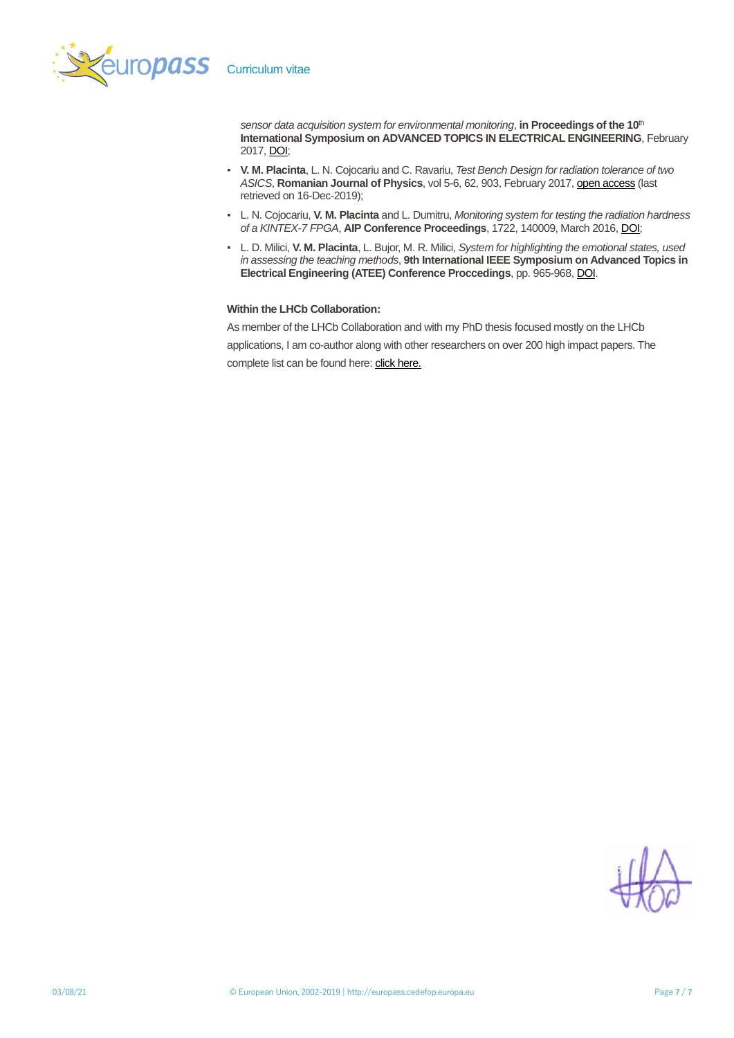*sensor data acquisition system for environmental monitoring*, **in Proceedings of the 10th International Symposium on ADVANCED TOPICS IN ELECTRICAL ENGINEERING**, February 2017, DOI;

- **V. M. Placinta**, L. N. Cojocariu and C. Ravariu, *Test Bench Design for radiation tolerance of two ASICS*, **Romanian Journal of Physics**, vol 5-6, 62, 903, February 2017, open access (last retrieved on 16-Dec-2019);
- L. N. Cojocariu, **V. M. Placinta** and L. Dumitru, *Monitoring system for testing the radiation hardness of a KINTEX-7 FPGA*, **AIP Conference Proceedings**, 1722, 140009, March 2016, DOI;
- L. D. Milici, **V. M. Placinta**, L. Bujor, M. R. Milici, *System for highlighting the emotional states, used in assessing the teaching methods*, **9th International IEEE Symposium on Advanced Topics in Electrical Engineering (ATEE) Conference Proccedings**, pp. 965-968, DOI.

**Within the LHCb Collaboration:**

As member of the LHCb Collaboration and with my PhD thesis focused mostly on the LHCb applications, I am co-author along with other researchers on over 200 high impact papers. The complete list can be found here: click here.